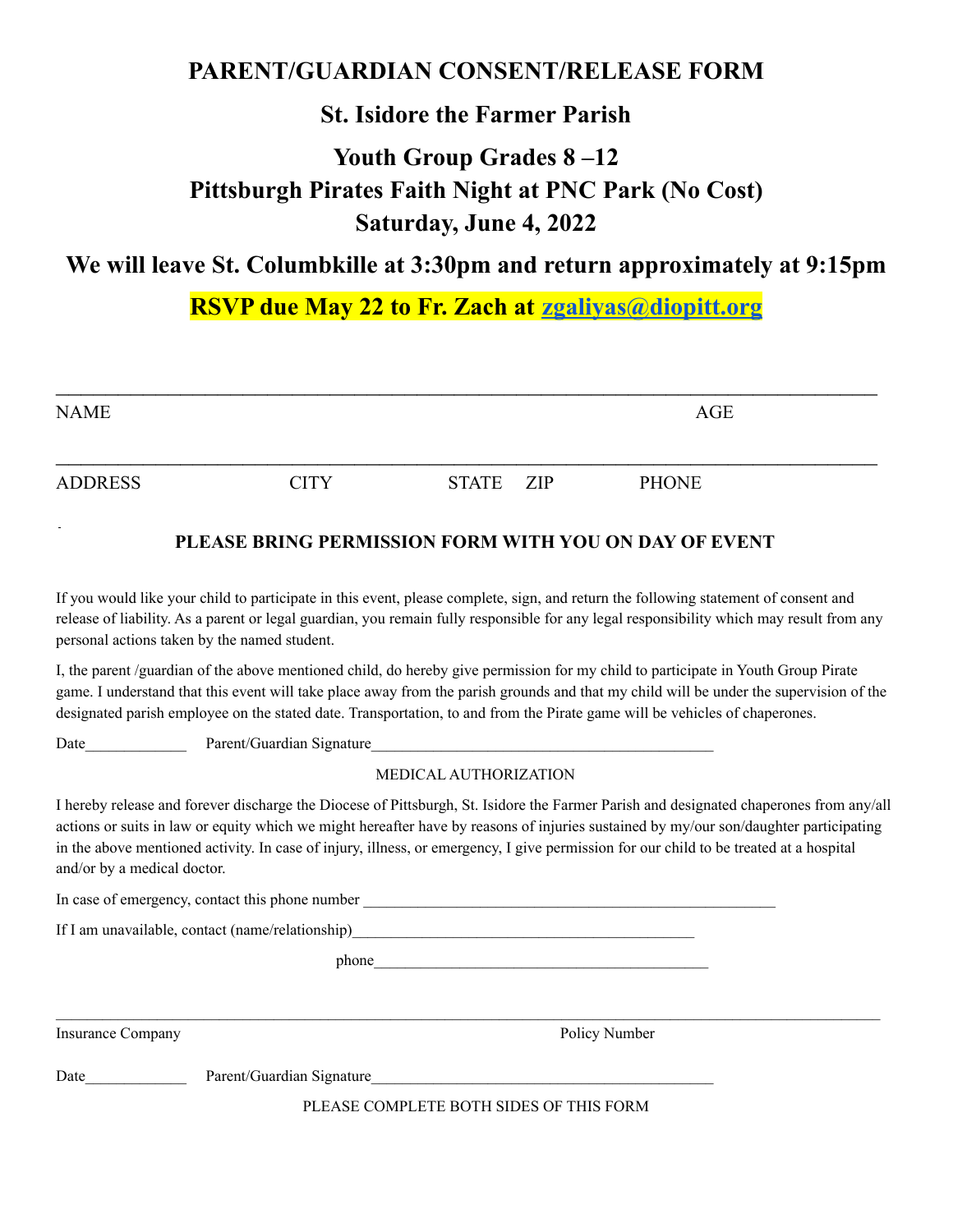# PARENT/GUARDIAN CONSENT/RELEASE FORM

## St. Isidore the Farmer Parish

## Youth Group Grades 8 –12
## Pittsburgh Pirates Faith Night at PNC Park (No Cost)
## Saturday, June 4, 2022

## We will leave St. Columbkille at 3:30pm and return approximately at 9:15pm

**RSVP due May 22 to Fr. Zach at zgaliyas@diopitt.org**

_______________________________________________________________________________

NAME                                                                                                                        AGE

_______________________________________________________________________________

ADDRESS                    CITY                    STATE    ZIP                    PHONE

**PLEASE BRING PERMISSION FORM WITH YOU ON DAY OF EVENT**

If you would like your child to participate in this event, please complete, sign, and return the following statement of consent and release of liability. As a parent or legal guardian, you remain fully responsible for any legal responsibility which may result from any personal actions taken by the named student.

I, the parent /guardian of the above mentioned child, do hereby give permission for my child to participate in Youth Group Pirate game. I understand that this event will take place away from the parish grounds and that my child will be under the supervision of the designated parish employee on the stated date. Transportation, to and from the Pirate game will be vehicles of chaperones.

Date_____________    Parent/Guardian Signature____________________________________________

MEDICAL AUTHORIZATION

I hereby release and forever discharge the Diocese of Pittsburgh, St. Isidore the Farmer Parish and designated chaperones from any/all actions or suits in law or equity which we might hereafter have by reasons of injuries sustained by my/our son/daughter participating in the above mentioned activity. In case of injury, illness, or emergency, I give permission for our child to be treated at a hospital and/or by a medical doctor.

In case of emergency, contact this phone number ______________________________________________________

If I am unavailable, contact (name/relationship)____________________________________________

phone____________________________________________

_______________________________________________________________________________

Insurance Company                                                                                Policy Number

Date_____________    Parent/Guardian Signature____________________________________________

PLEASE COMPLETE BOTH SIDES OF THIS FORM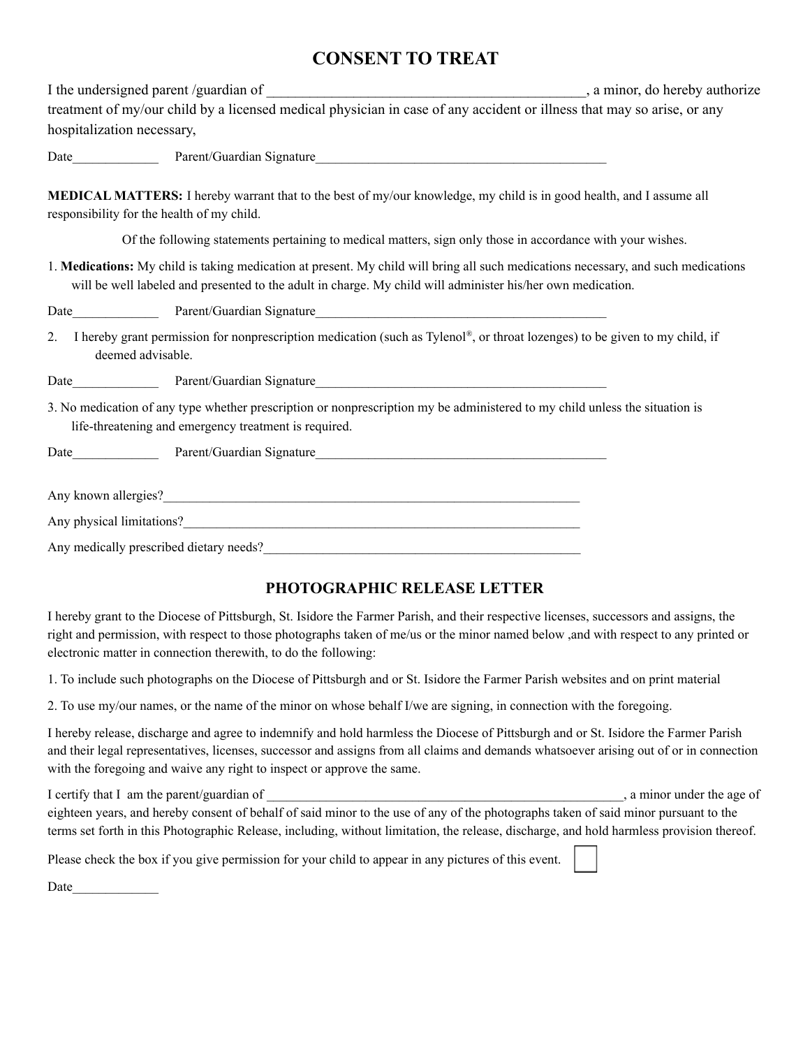# CONSENT TO TREAT

I the undersigned parent /guardian of _______________________________________________, a minor, do hereby authorize treatment of my/our child by a licensed medical physician in case of any accident or illness that may so arise, or any hospitalization necessary,

Date_____________ Parent/Guardian Signature_____________________________________________

**MEDICAL MATTERS:** I hereby warrant that to the best of my/our knowledge, my child is in good health, and I assume all responsibility for the health of my child.

Of the following statements pertaining to medical matters, sign only those in accordance with your wishes.

1. **Medications:** My child is taking medication at present. My child will bring all such medications necessary, and such medications will be well labeled and presented to the adult in charge. My child will administer his/her own medication.

Date_____________ Parent/Guardian Signature_____________________________________________

2. I hereby grant permission for nonprescription medication (such as Tylenol®, or throat lozenges) to be given to my child, if deemed advisable.

Date_____________ Parent/Guardian Signature_____________________________________________

3. No medication of any type whether prescription or nonprescription my be administered to my child unless the situation is life-threatening and emergency treatment is required.

Date_____________ Parent/Guardian Signature_____________________________________________

Any known allergies?____________________________________________________________________

Any physical limitations?________________________________________________________________

Any medically prescribed dietary needs?____________________________________________________

## PHOTOGRAPHIC RELEASE LETTER

I hereby grant to the Diocese of Pittsburgh, St. Isidore the Farmer Parish, and their respective licenses, successors and assigns, the right and permission, with respect to those photographs taken of me/us or the minor named below ,and with respect to any printed or electronic matter in connection therewith, to do the following:

1. To include such photographs on the Diocese of Pittsburgh and or St. Isidore the Farmer Parish websites and on print material

2. To use my/our names, or the name of the minor on whose behalf I/we are signing, in connection with the foregoing.

I hereby release, discharge and agree to indemnify and hold harmless the Diocese of Pittsburgh and or St. Isidore the Farmer Parish and their legal representatives, licenses, successor and assigns from all claims and demands whatsoever arising out of or in connection with the foregoing and waive any right to inspect or approve the same.

I certify that I am the parent/guardian of ________________________________________________________, a minor under the age of eighteen years, and hereby consent of behalf of said minor to the use of any of the photographs taken of said minor pursuant to the terms set forth in this Photographic Release, including, without limitation, the release, discharge, and hold harmless provision thereof.

Please check the box if you give permission for your child to appear in any pictures of this event. ☐

Date_____________